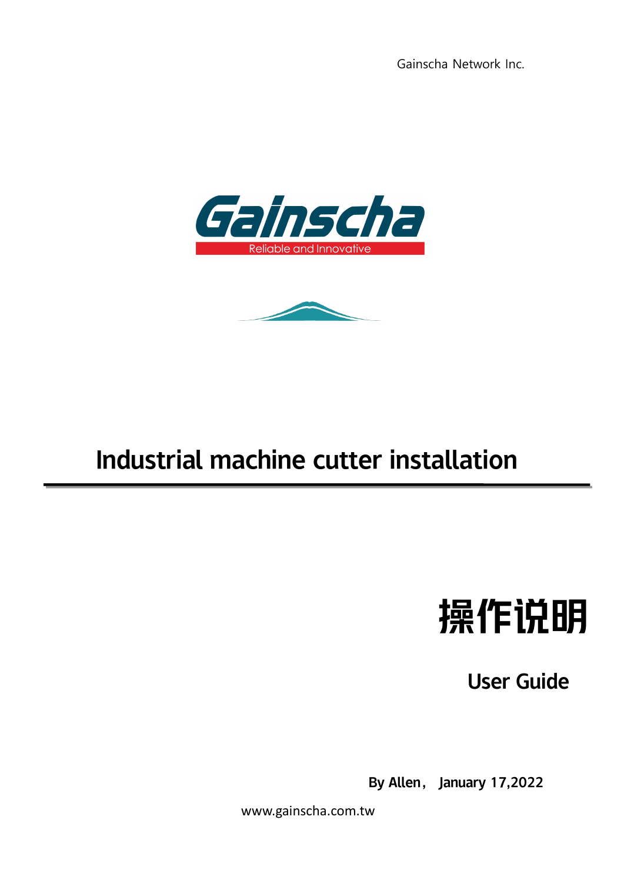Gainscha Network Inc.

Gainscha

Reliable and Innovative

# Industrial machine cutter installation

# 操作说明

## User Guide

**By Allen， January 17,2022**

www.gainscha.com.tw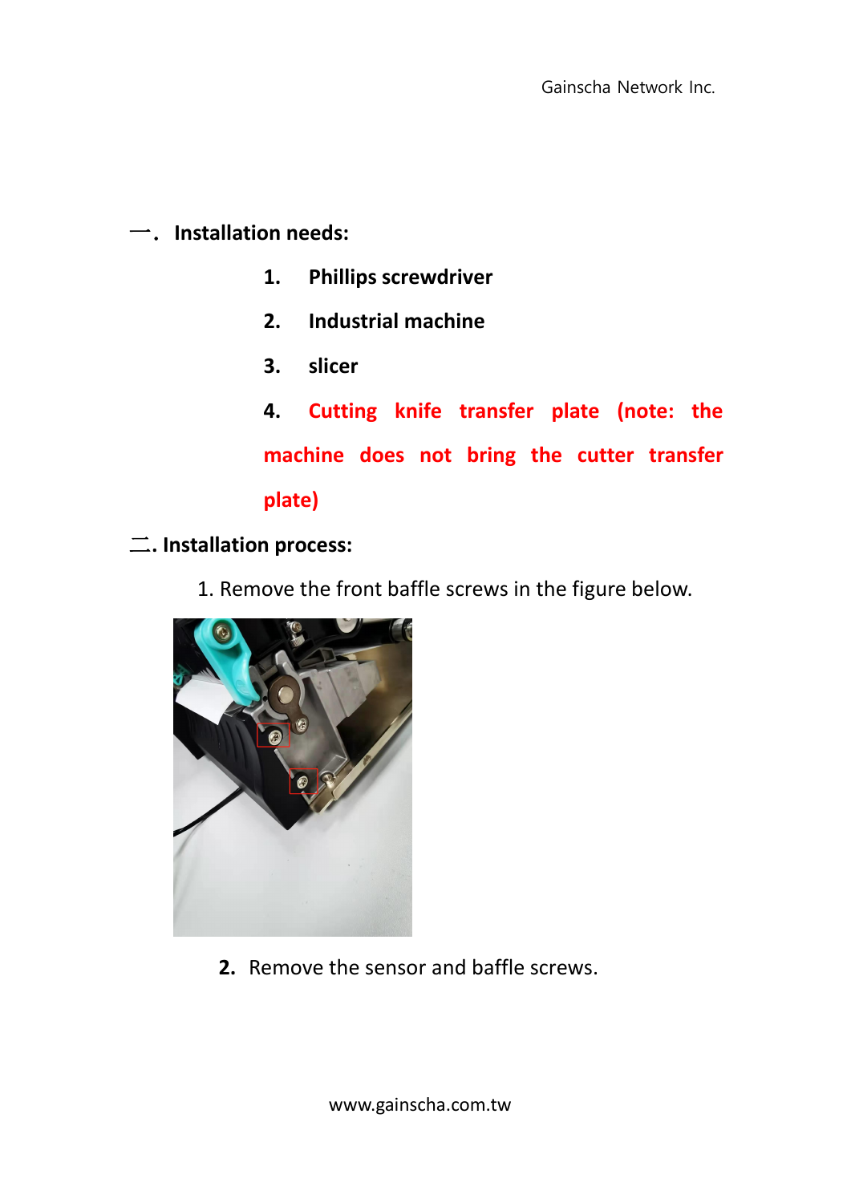## 一. Installation needs:

1. **Phillips screwdriver**
2. **Industrial machine**
3. **slicer**
4. **Cutting knife transfer plate (note: the machine does not bring the cutter transfer plate)**

## 二. Installation process:

1. Remove the front baffle screws in the figure below.

2. Remove the sensor and baffle screws.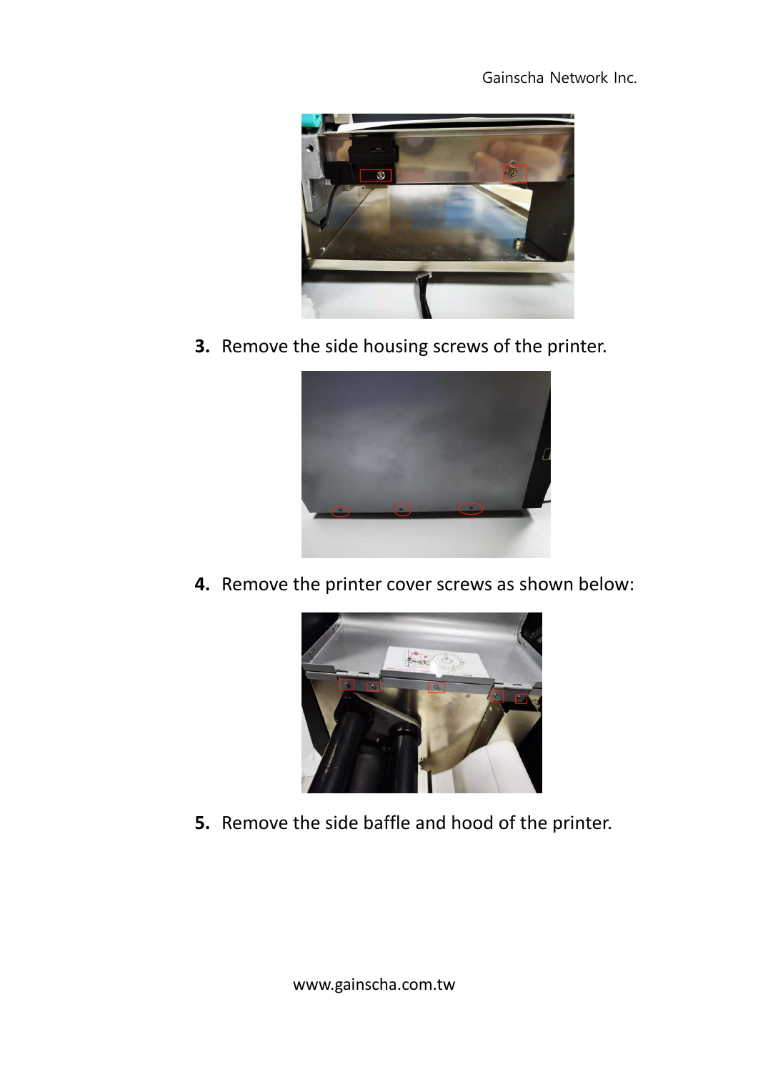3. Remove the side housing screws of the printer.

4. Remove the printer cover screws as shown below:

5. Remove the side baffle and hood of the printer.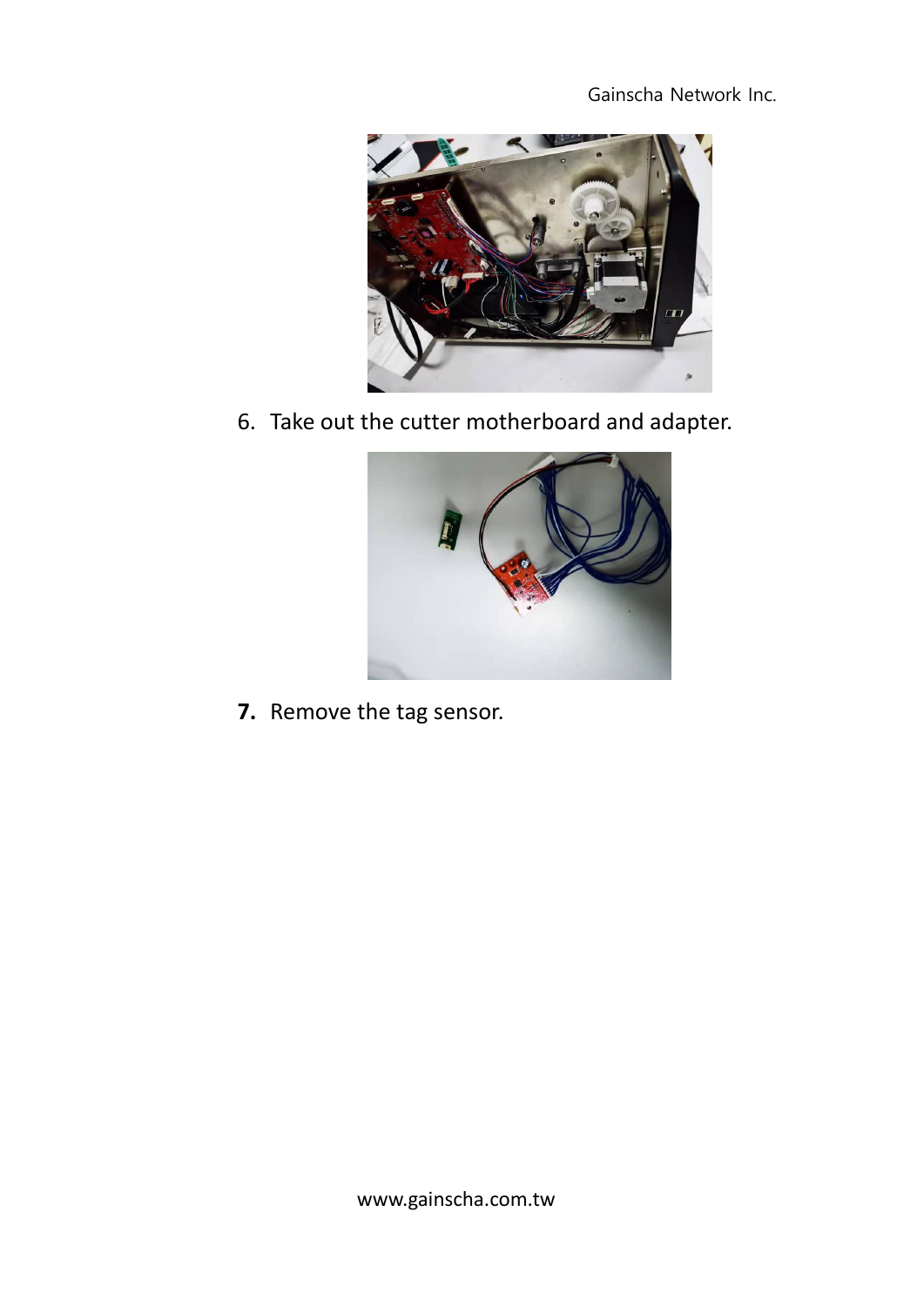6. Take out the cutter motherboard and adapter.

**7.** Remove the tag sensor.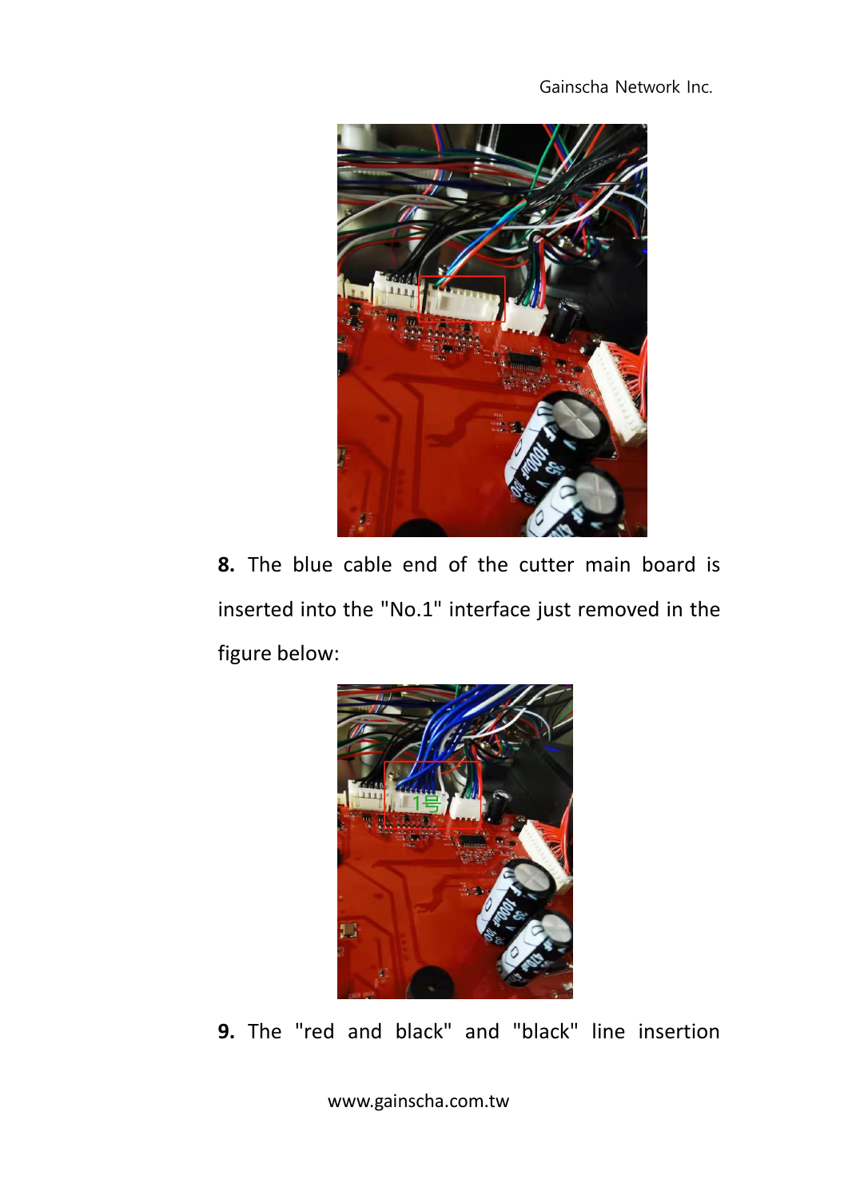**8.** The blue cable end of the cutter main board is inserted into the "No.1" interface just removed in the figure below:

**9.** The "red and black" and "black" line insertion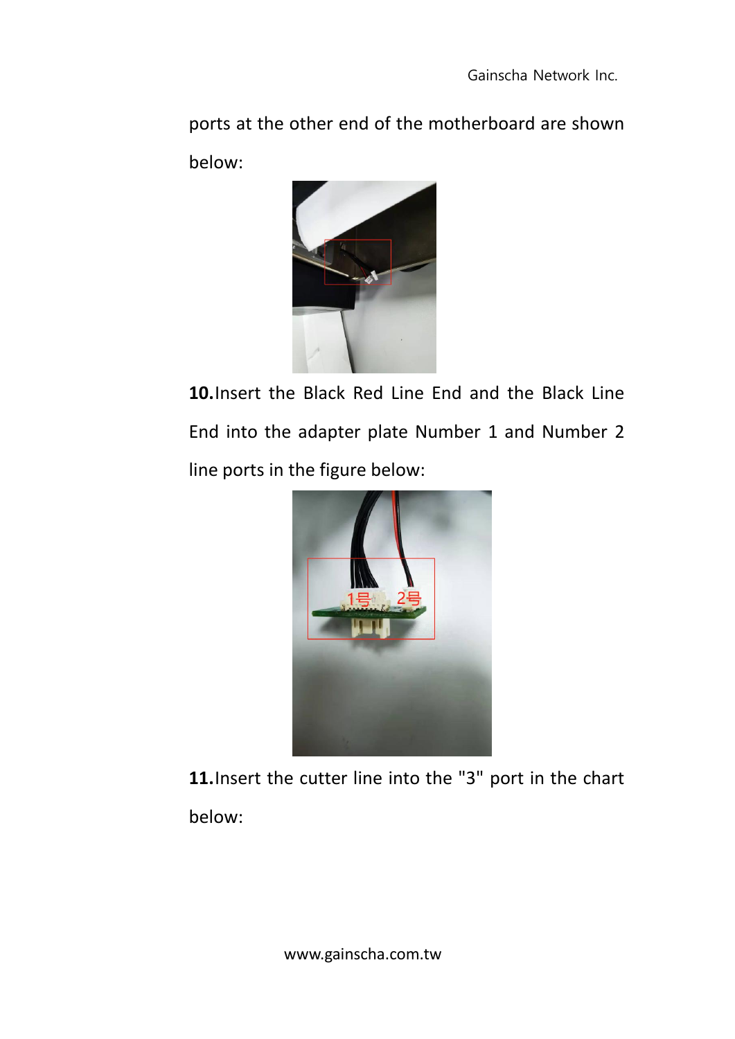ports at the other end of the motherboard are shown below:

**10.**Insert the Black Red Line End and the Black Line End into the adapter plate Number 1 and Number 2 line ports in the figure below:

**11.**Insert the cutter line into the "3" port in the chart below: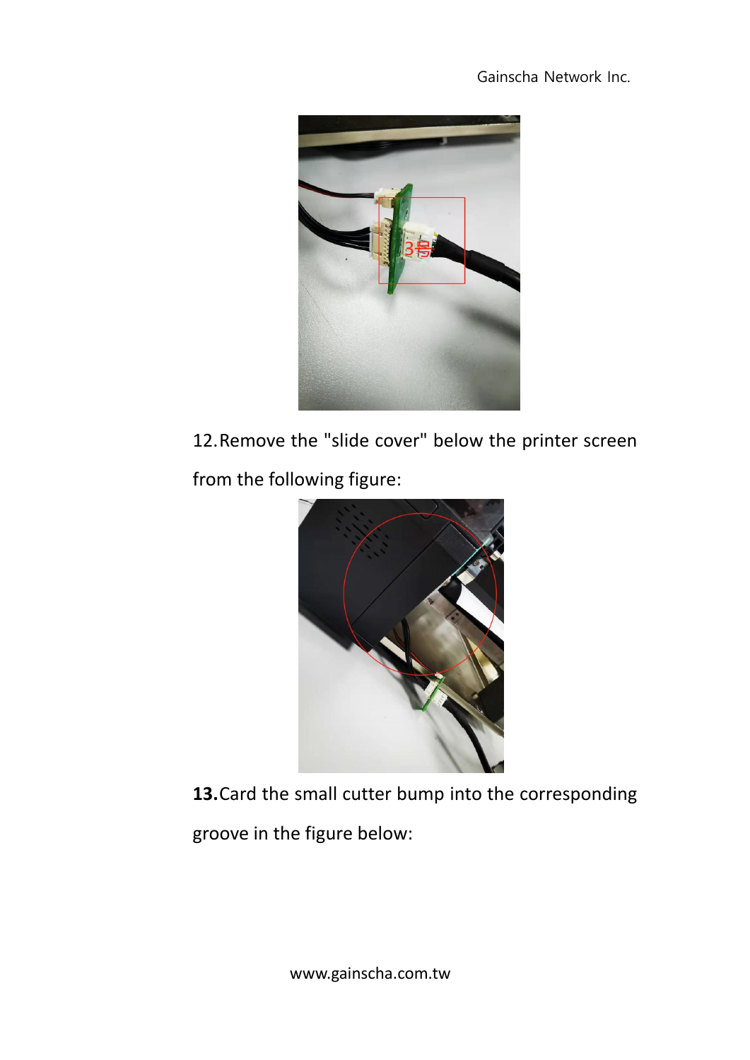12. Remove the "slide cover" below the printer screen from the following figure:

**13.** Card the small cutter bump into the corresponding groove in the figure below: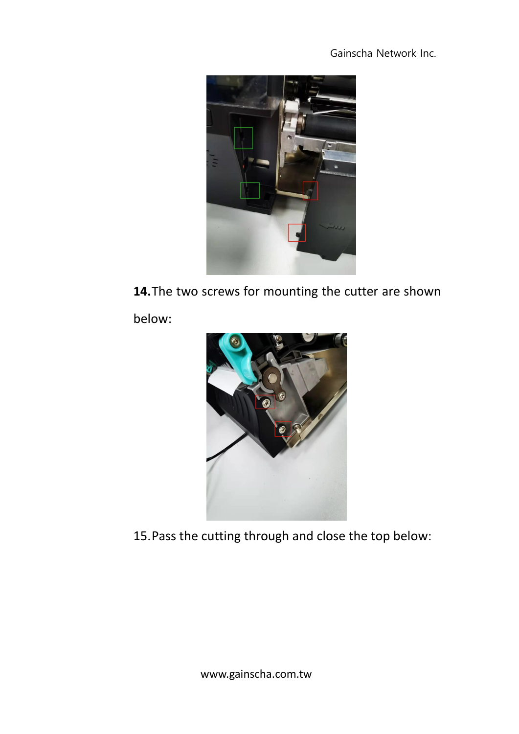**14.** The two screws for mounting the cutter are shown below:

15. Pass the cutting through and close the top below: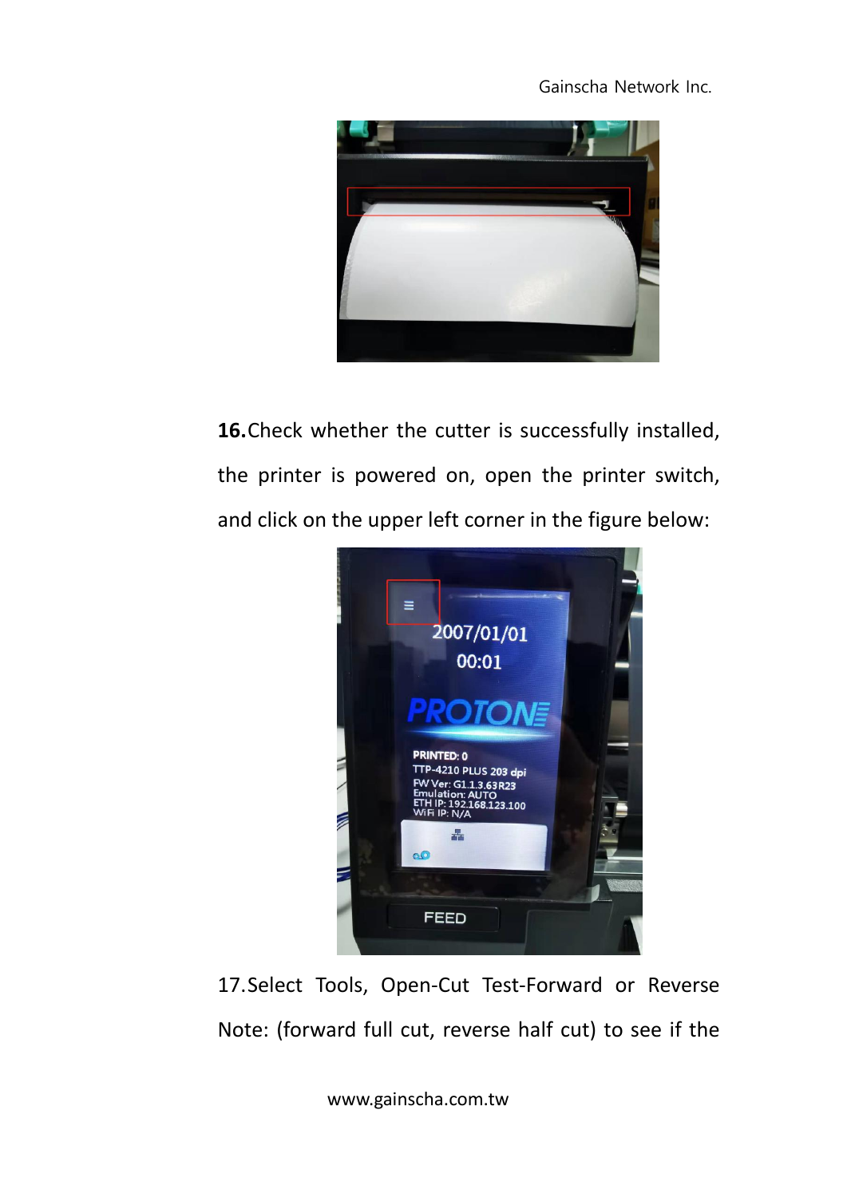**16.**Check whether the cutter is successfully installed, the printer is powered on, open the printer switch, and click on the upper left corner in the figure below:

17.Select Tools, Open-Cut Test-Forward or Reverse Note: (forward full cut, reverse half cut) to see if the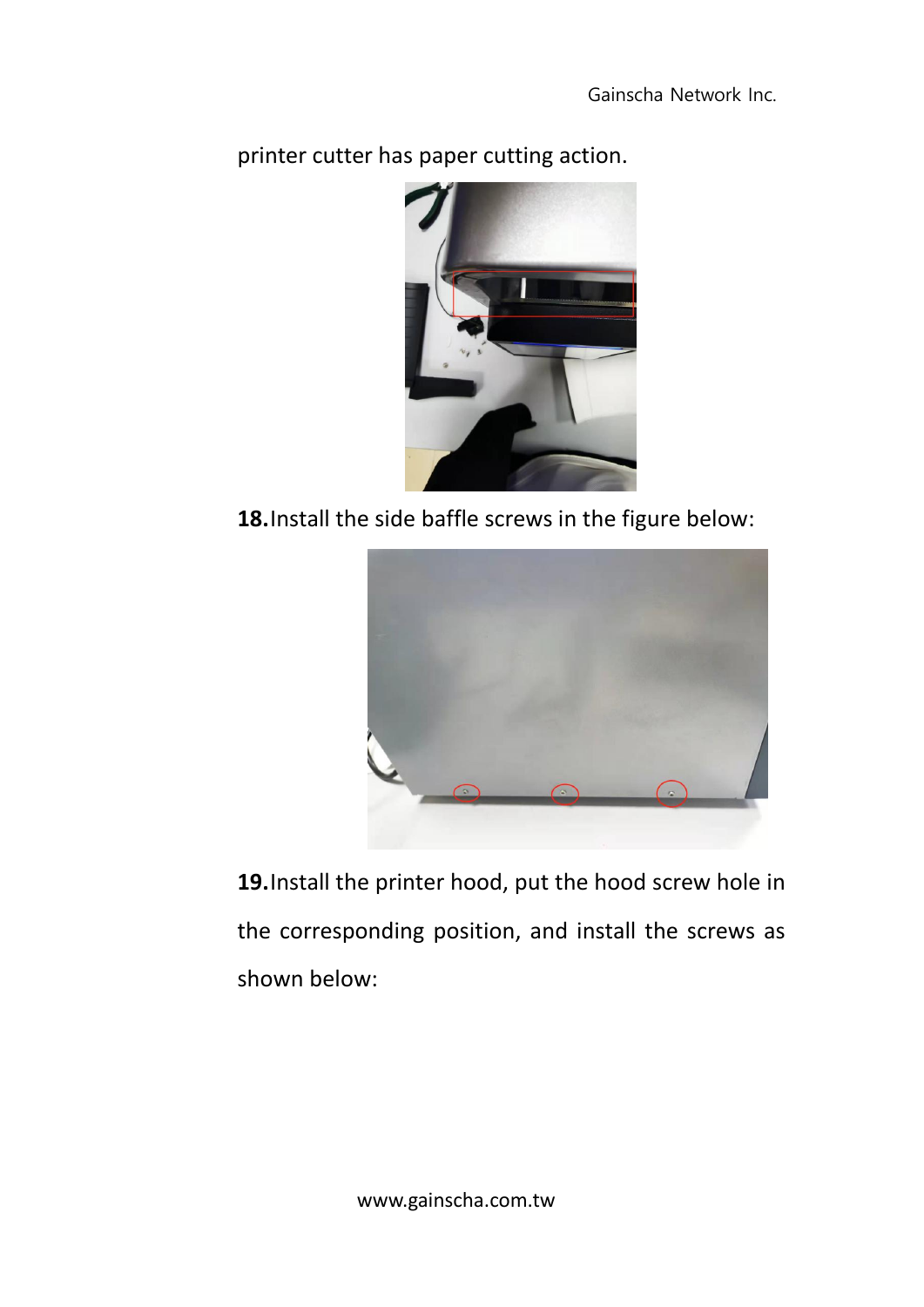printer cutter has paper cutting action.

**18.**Install the side baffle screws in the figure below:

**19.**Install the printer hood, put the hood screw hole in the corresponding position, and install the screws as shown below: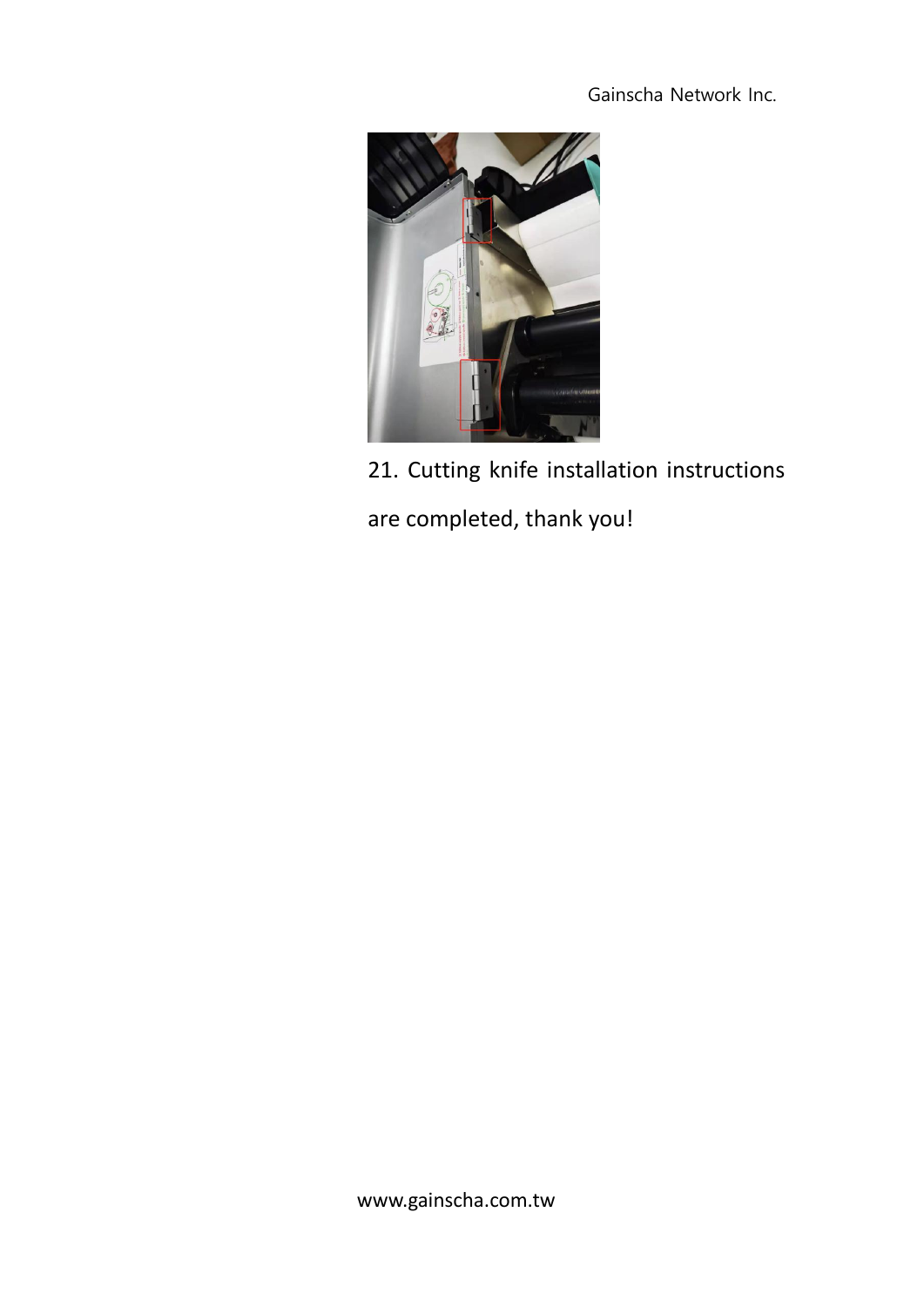21. Cutting knife installation instructions are completed, thank you!